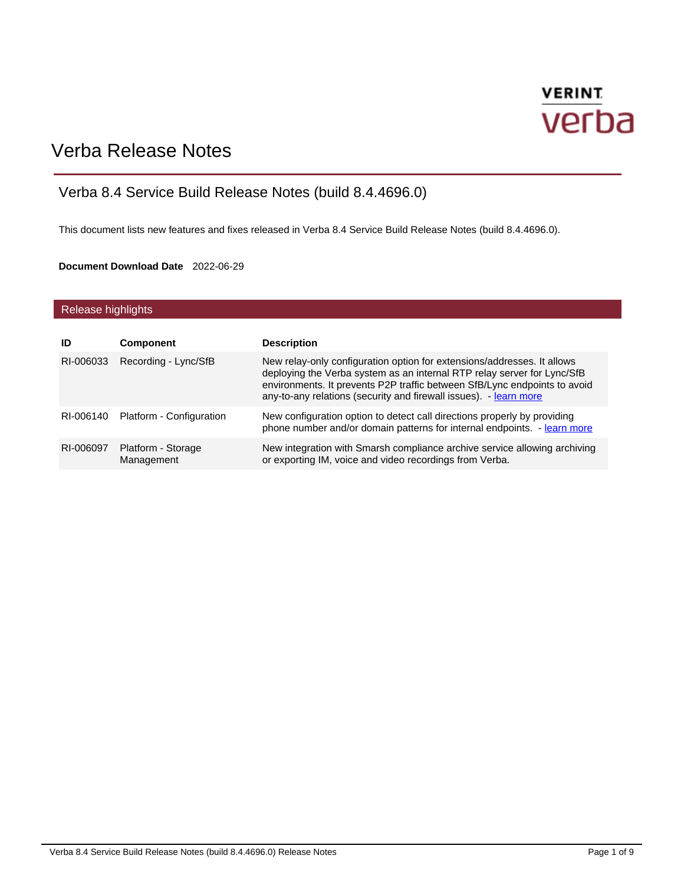# Verba Release Notes

## Verba 8.4 Service Build Release Notes (build 8.4.4696.0)

This document lists new features and fixes released in Verba 8.4 Service Build Release Notes (build 8.4.4696.0).

**Document Download Date** 2022-06-29

### Release highlights

| ID | Component | Description |
|---|---|---|
| RI-006033 | Recording - Lync/SfB | New relay-only configuration option for extensions/addresses. It allows deploying the Verba system as an internal RTP relay server for Lync/SfB environments. It prevents P2P traffic between SfB/Lync endpoints to avoid any-to-any relations (security and firewall issues). - learn more |
| RI-006140 | Platform - Configuration | New configuration option to detect call directions properly by providing phone number and/or domain patterns for internal endpoints. - learn more |
| RI-006097 | Platform - Storage Management | New integration with Smarsh compliance archive service allowing archiving or exporting IM, voice and video recordings from Verba. |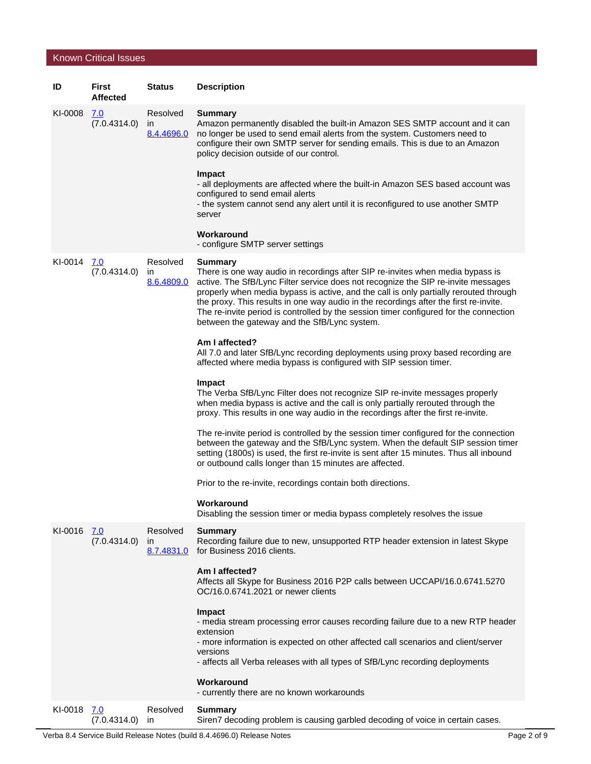## Known Critical Issues

| ID | First Affected | Status | Description |
|---|---|---|---|
| KI-0008 | 7.0 (7.0.4314.0) | Resolved in 8.4.4696.0 | **Summary**<br>Amazon permanently disabled the built-in Amazon SES SMTP account and it can no longer be used to send email alerts from the system. Customers need to configure their own SMTP server for sending emails. This is due to an Amazon policy decision outside of our control.<br><br>**Impact**<br>- all deployments are affected where the built-in Amazon SES based account was configured to send email alerts<br>- the system cannot send any alert until it is reconfigured to use another SMTP server<br><br>**Workaround**<br>- configure SMTP server settings |
| KI-0014 | 7.0 (7.0.4314.0) | Resolved in 8.6.4809.0 | **Summary**<br>There is one way audio in recordings after SIP re-invites when media bypass is active. The SfB/Lync Filter service does not recognize the SIP re-invite messages properly when media bypass is active, and the call is only partially rerouted through the proxy. This results in one way audio in the recordings after the first re-invite. The re-invite period is controlled by the session timer configured for the connection between the gateway and the SfB/Lync system.<br><br>**Am I affected?**<br>All 7.0 and later SfB/Lync recording deployments using proxy based recording are affected where media bypass is configured with SIP session timer.<br><br>**Impact**<br>The Verba SfB/Lync Filter does not recognize SIP re-invite messages properly when media bypass is active and the call is only partially rerouted through the proxy. This results in one way audio in the recordings after the first re-invite.<br><br>The re-invite period is controlled by the session timer configured for the connection between the gateway and the SfB/Lync system. When the default SIP session timer setting (1800s) is used, the first re-invite is sent after 15 minutes. Thus all inbound or outbound calls longer than 15 minutes are affected.<br><br>Prior to the re-invite, recordings contain both directions.<br><br>**Workaround**<br>Disabling the session timer or media bypass completely resolves the issue |
| KI-0016 | 7.0 (7.0.4314.0) | Resolved in 8.7.4831.0 | **Summary**<br>Recording failure due to new, unsupported RTP header extension in latest Skype for Business 2016 clients.<br><br>**Am I affected?**<br>Affects all Skype for Business 2016 P2P calls between UCCAPI/16.0.6741.5270 OC/16.0.6741.2021 or newer clients<br><br>**Impact**<br>- media stream processing error causes recording failure due to a new RTP header extension<br>- more information is expected on other affected call scenarios and client/server versions<br>- affects all Verba releases with all types of SfB/Lync recording deployments<br><br>**Workaround**<br>- currently there are no known workarounds |
| KI-0018 | 7.0 (7.0.4314.0) | Resolved in | **Summary**<br>Siren7 decoding problem is causing garbled decoding of voice in certain cases. |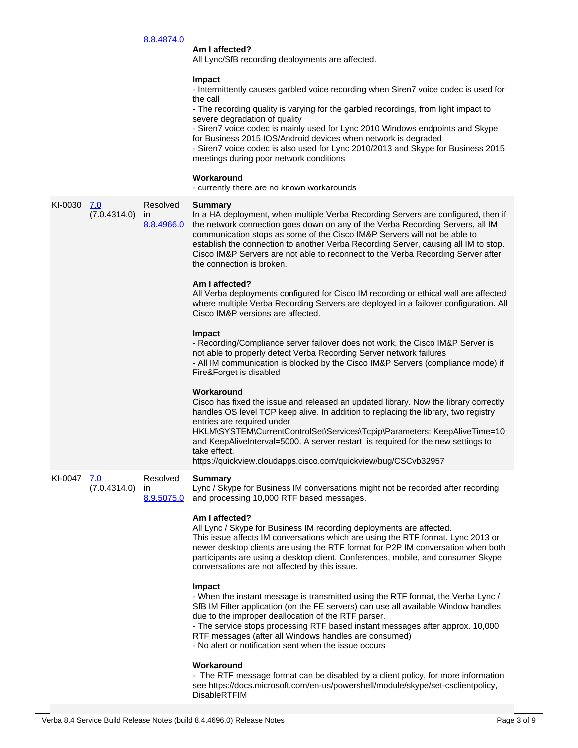| | | | |
|---|---|---|---|
| | | 8.8.4874.0 | **Am I affected?**<br>All Lync/SfB recording deployments are affected.<br><br>**Impact**<br>- Intermittently causes garbled voice recording when Siren7 voice codec is used for the call<br>- The recording quality is varying for the garbled recordings, from light impact to severe degradation of quality<br>- Siren7 voice codec is mainly used for Lync 2010 Windows endpoints and Skype for Business 2015 IOS/Android devices when network is degraded<br>- Siren7 voice codec is also used for Lync 2010/2013 and Skype for Business 2015 meetings during poor network conditions<br><br>**Workaround**<br>- currently there are no known workarounds |
| KI-0030 | 7.0 (7.0.4314.0) | Resolved in 8.8.4966.0 | **Summary**<br>In a HA deployment, when multiple Verba Recording Servers are configured, then if the network connection goes down on any of the Verba Recording Servers, all IM communication stops as some of the Cisco IM&P Servers will not be able to establish the connection to another Verba Recording Server, causing all IM to stop. Cisco IM&P Servers are not able to reconnect to the Verba Recording Server after the connection is broken.<br><br>**Am I affected?**<br>All Verba deployments configured for Cisco IM recording or ethical wall are affected where multiple Verba Recording Servers are deployed in a failover configuration. All Cisco IM&P versions are affected.<br><br>**Impact**<br>- Recording/Compliance server failover does not work, the Cisco IM&P Server is not able to properly detect Verba Recording Server network failures<br>- All IM communication is blocked by the Cisco IM&P Servers (compliance mode) if Fire&Forget is disabled<br><br>**Workaround**<br>Cisco has fixed the issue and released an updated library. Now the library correctly handles OS level TCP keep alive. In addition to replacing the library, two registry entries are required under HKLM\SYSTEM\CurrentControlSet\Services\Tcpip\Parameters: KeepAliveTime=10 and KeepAliveInterval=5000. A server restart is required for the new settings to take effect.<br>https://quickview.cloudapps.cisco.com/quickview/bug/CSCvb32957 |
| KI-0047 | 7.0 (7.0.4314.0) | Resolved in 8.9.5075.0 | **Summary**<br>Lync / Skype for Business IM conversations might not be recorded after recording and processing 10,000 RTF based messages.<br><br>**Am I affected?**<br>All Lync / Skype for Business IM recording deployments are affected.<br>This issue affects IM conversations which are using the RTF format. Lync 2013 or newer desktop clients are using the RTF format for P2P IM conversation when both participants are using a desktop client. Conferences, mobile, and consumer Skype conversations are not affected by this issue.<br><br>**Impact**<br>- When the instant message is transmitted using the RTF format, the Verba Lync / SfB IM Filter application (on the FE servers) can use all available Window handles due to the improper deallocation of the RTF parser.<br>- The service stops processing RTF based instant messages after approx. 10,000 RTF messages (after all Windows handles are consumed)<br>- No alert or notification sent when the issue occurs<br><br>**Workaround**<br>- The RTF message format can be disabled by a client policy, for more information see https://docs.microsoft.com/en-us/powershell/module/skype/set-csclientpolicy, DisableRTFIM |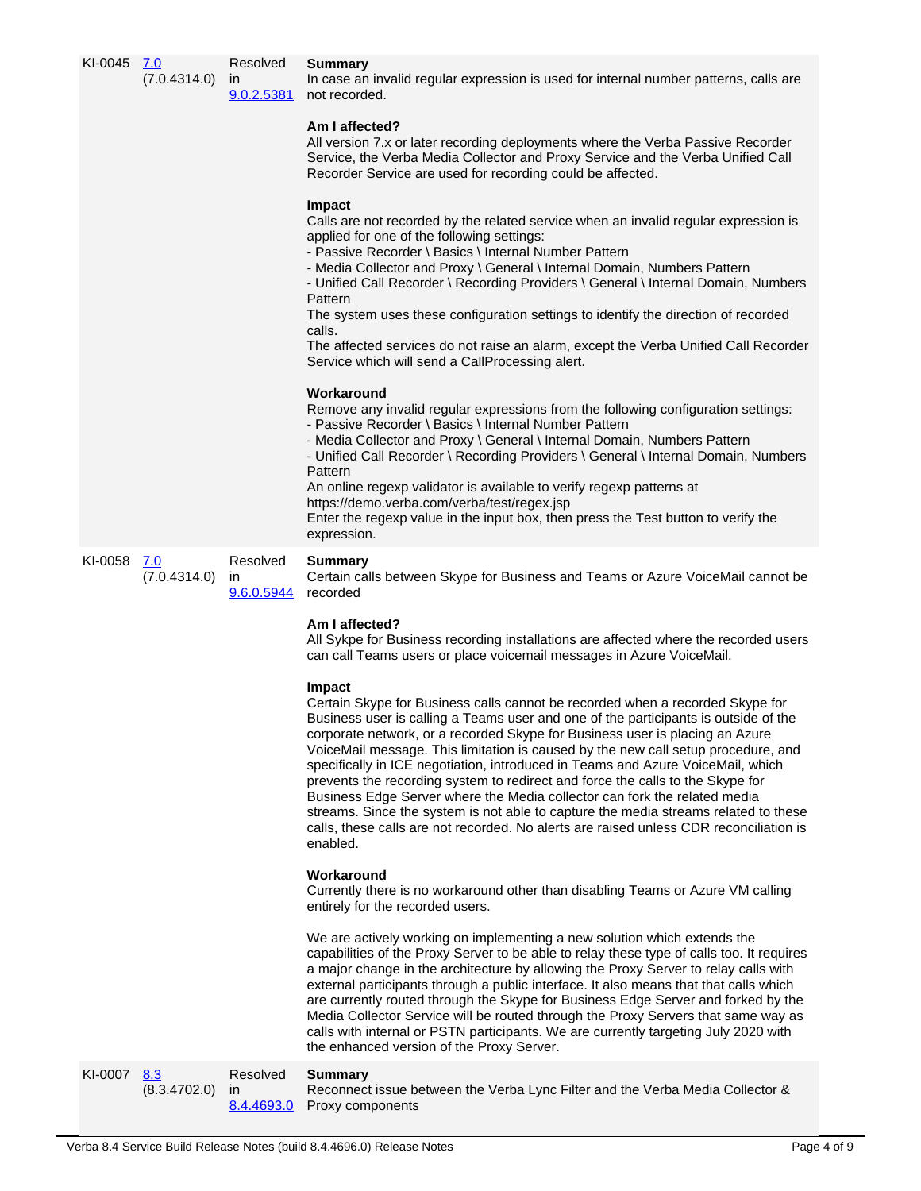| | | | |
|---|---|---|---|
| KI-0045 | 7.0 (7.0.4314.0) | Resolved in 9.0.2.5381 | **Summary**<br>In case an invalid regular expression is used for internal number patterns, calls are not recorded.<br><br>**Am I affected?**<br>All version 7.x or later recording deployments where the Verba Passive Recorder Service, the Verba Media Collector and Proxy Service and the Verba Unified Call Recorder Service are used for recording could be affected.<br><br>**Impact**<br>Calls are not recorded by the related service when an invalid regular expression is applied for one of the following settings:<br>- Passive Recorder \ Basics \ Internal Number Pattern<br>- Media Collector and Proxy \ General \ Internal Domain, Numbers Pattern<br>- Unified Call Recorder \ Recording Providers \ General \ Internal Domain, Numbers Pattern<br>The system uses these configuration settings to identify the direction of recorded calls.<br>The affected services do not raise an alarm, except the Verba Unified Call Recorder Service which will send a CallProcessing alert.<br><br>**Workaround**<br>Remove any invalid regular expressions from the following configuration settings:<br>- Passive Recorder \ Basics \ Internal Number Pattern<br>- Media Collector and Proxy \ General \ Internal Domain, Numbers Pattern<br>- Unified Call Recorder \ Recording Providers \ General \ Internal Domain, Numbers Pattern<br>An online regexp validator is available to verify regexp patterns at https://demo.verba.com/verba/test/regex.jsp<br>Enter the regexp value in the input box, then press the Test button to verify the expression. |
| KI-0058 | 7.0 (7.0.4314.0) | Resolved in 9.6.0.5944 | **Summary**<br>Certain calls between Skype for Business and Teams or Azure VoiceMail cannot be recorded<br><br>**Am I affected?**<br>All Sykpe for Business recording installations are affected where the recorded users can call Teams users or place voicemail messages in Azure VoiceMail.<br><br>**Impact**<br>Certain Skype for Business calls cannot be recorded when a recorded Skype for Business user is calling a Teams user and one of the participants is outside of the corporate network, or a recorded Skype for Business user is placing an Azure VoiceMail message. This limitation is caused by the new call setup procedure, and specifically in ICE negotiation, introduced in Teams and Azure VoiceMail, which prevents the recording system to redirect and force the calls to the Skype for Business Edge Server where the Media collector can fork the related media streams. Since the system is not able to capture the media streams related to these calls, these calls are not recorded. No alerts are raised unless CDR reconciliation is enabled.<br><br>**Workaround**<br>Currently there is no workaround other than disabling Teams or Azure VM calling entirely for the recorded users.<br><br>We are actively working on implementing a new solution which extends the capabilities of the Proxy Server to be able to relay these type of calls too. It requires a major change in the architecture by allowing the Proxy Server to relay calls with external participants through a public interface. It also means that that calls which are currently routed through the Skype for Business Edge Server and forked by the Media Collector Service will be routed through the Proxy Servers that same way as calls with internal or PSTN participants. We are currently targeting July 2020 with the enhanced version of the Proxy Server. |
| KI-0007 | 8.3 (8.3.4702.0) | Resolved in 8.4.4693.0 | **Summary**<br>Reconnect issue between the Verba Lync Filter and the Verba Media Collector & Proxy components |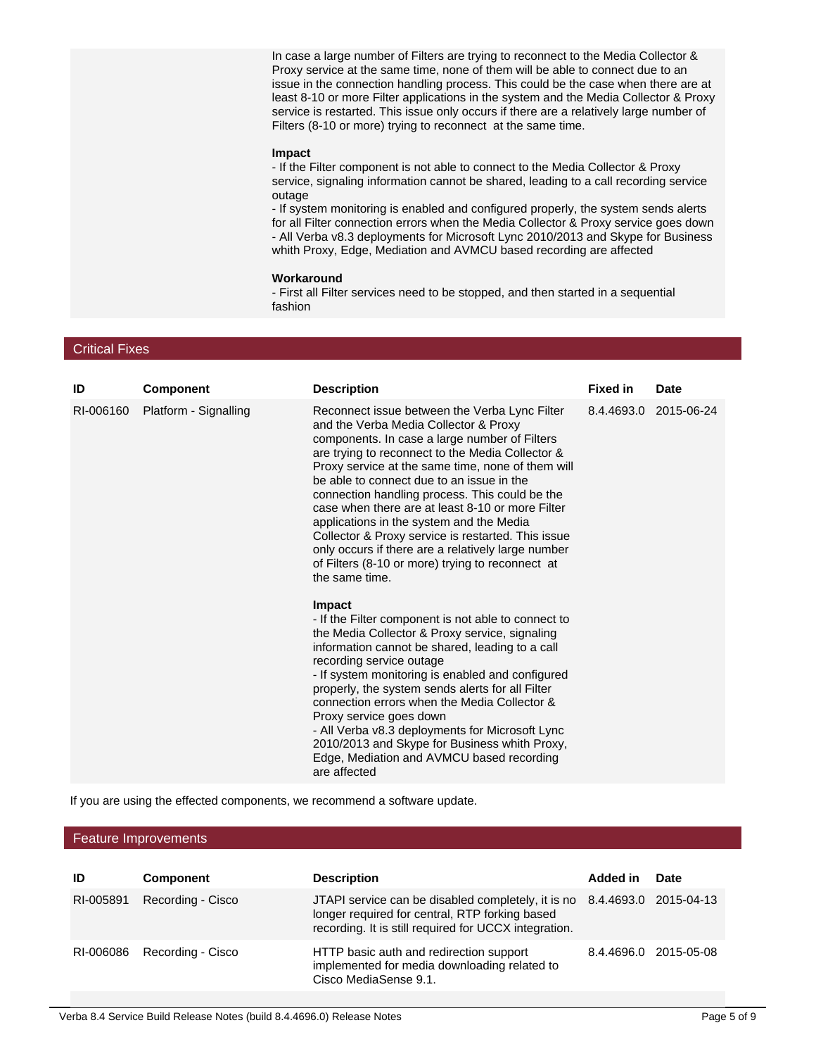In case a large number of Filters are trying to reconnect to the Media Collector & Proxy service at the same time, none of them will be able to connect due to an issue in the connection handling process. This could be the case when there are at least 8-10 or more Filter applications in the system and the Media Collector & Proxy service is restarted. This issue only occurs if there are a relatively large number of Filters (8-10 or more) trying to reconnect at the same time.

**Impact**
- If the Filter component is not able to connect to the Media Collector & Proxy service, signaling information cannot be shared, leading to a call recording service outage
- If system monitoring is enabled and configured properly, the system sends alerts for all Filter connection errors when the Media Collector & Proxy service goes down
- All Verba v8.3 deployments for Microsoft Lync 2010/2013 and Skype for Business whith Proxy, Edge, Mediation and AVMCU based recording are affected

**Workaround**
- First all Filter services need to be stopped, and then started in a sequential fashion

## Critical Fixes

| ID | Component | Description | Fixed in | Date |
|---|---|---|---|---|
| RI-006160 | Platform - Signalling | Reconnect issue between the Verba Lync Filter and the Verba Media Collector & Proxy components. In case a large number of Filters are trying to reconnect to the Media Collector & Proxy service at the same time, none of them will be able to connect due to an issue in the connection handling process. This could be the case when there are at least 8-10 or more Filter applications in the system and the Media Collector & Proxy service is restarted. This issue only occurs if there are a relatively large number of Filters (8-10 or more) trying to reconnect at the same time.<br><br>**Impact**<br>- If the Filter component is not able to connect to the Media Collector & Proxy service, signaling information cannot be shared, leading to a call recording service outage<br>- If system monitoring is enabled and configured properly, the system sends alerts for all Filter connection errors when the Media Collector & Proxy service goes down<br>- All Verba v8.3 deployments for Microsoft Lync 2010/2013 and Skype for Business whith Proxy, Edge, Mediation and AVMCU based recording are affected | 8.4.4693.0 | 2015-06-24 |

If you are using the effected components, we recommend a software update.

## Feature Improvements

| ID | Component | Description | Added in | Date |
|---|---|---|---|---|
| RI-005891 | Recording - Cisco | JTAPI service can be disabled completely, it is no longer required for central, RTP forking based recording. It is still required for UCCX integration. | 8.4.4693.0 | 2015-04-13 |
| RI-006086 | Recording - Cisco | HTTP basic auth and redirection support implemented for media downloading related to Cisco MediaSense 9.1. | 8.4.4696.0 | 2015-05-08 |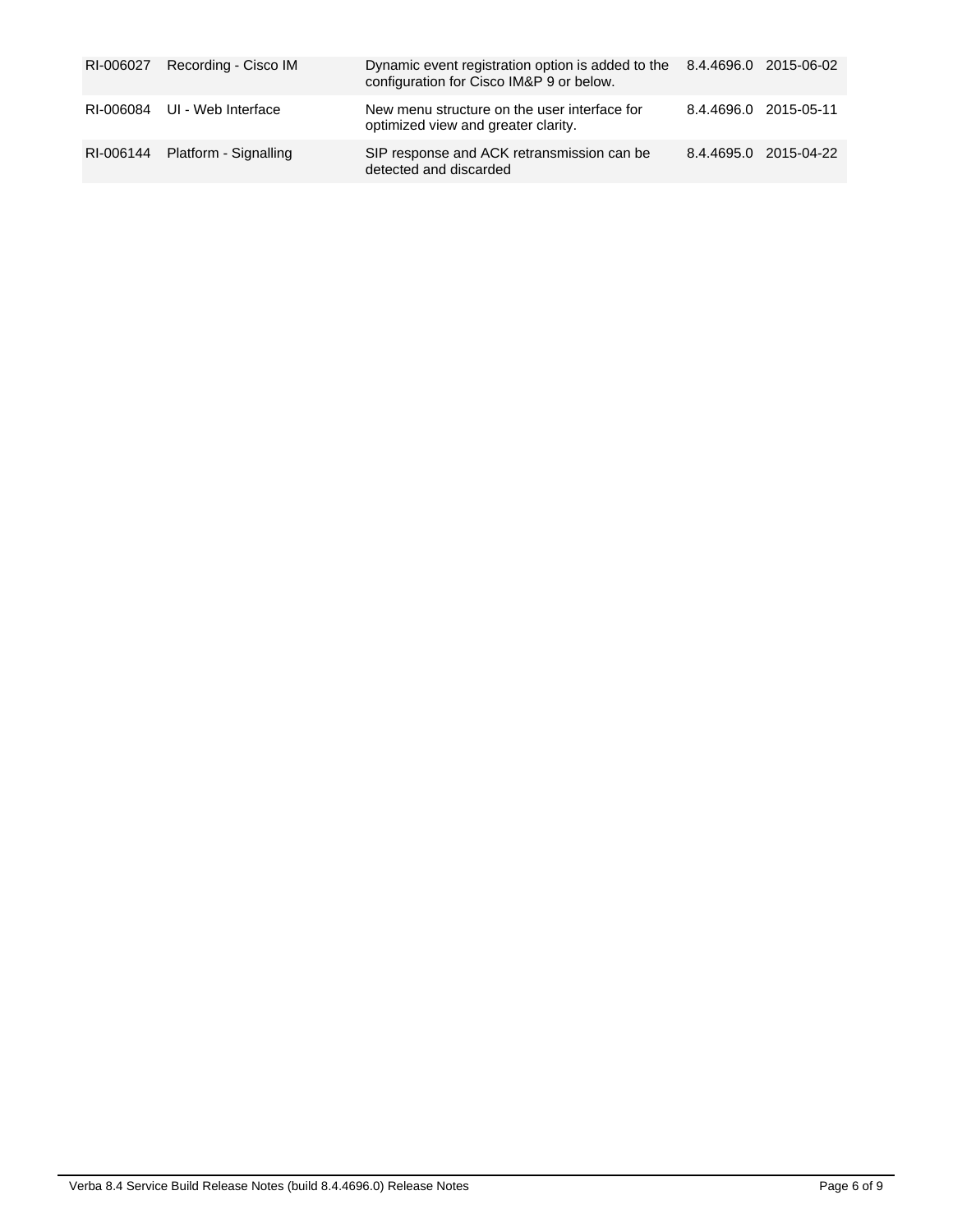| | | | | |
|---|---|---|---|---|
| RI-006027 | Recording - Cisco IM | Dynamic event registration option is added to the configuration for Cisco IM&P 9 or below. | 8.4.4696.0 | 2015-06-02 |
| RI-006084 | UI - Web Interface | New menu structure on the user interface for optimized view and greater clarity. | 8.4.4696.0 | 2015-05-11 |
| RI-006144 | Platform - Signalling | SIP response and ACK retransmission can be detected and discarded | 8.4.4695.0 | 2015-04-22 |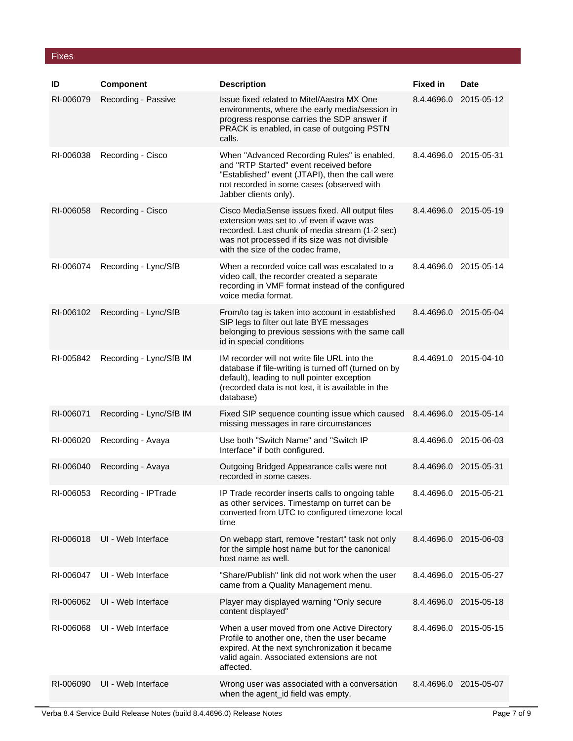## Fixes

| ID | Component | Description | Fixed in | Date |
|---|---|---|---|---|
| RI-006079 | Recording - Passive | Issue fixed related to Mitel/Aastra MX One environments, where the early media/session in progress response carries the SDP answer if PRACK is enabled, in case of outgoing PSTN calls. | 8.4.4696.0 | 2015-05-12 |
| RI-006038 | Recording - Cisco | When "Advanced Recording Rules" is enabled, and "RTP Started" event received before "Established" event (JTAPI), then the call were not recorded in some cases (observed with Jabber clients only). | 8.4.4696.0 | 2015-05-31 |
| RI-006058 | Recording - Cisco | Cisco MediaSense issues fixed. All output files extension was set to .vf even if wave was recorded. Last chunk of media stream (1-2 sec) was not processed if its size was not divisible with the size of the codec frame, | 8.4.4696.0 | 2015-05-19 |
| RI-006074 | Recording - Lync/SfB | When a recorded voice call was escalated to a video call, the recorder created a separate recording in VMF format instead of the configured voice media format. | 8.4.4696.0 | 2015-05-14 |
| RI-006102 | Recording - Lync/SfB | From/to tag is taken into account in established SIP legs to filter out late BYE messages belonging to previous sessions with the same call id in special conditions | 8.4.4696.0 | 2015-05-04 |
| RI-005842 | Recording - Lync/SfB IM | IM recorder will not write file URL into the database if file-writing is turned off (turned on by default), leading to null pointer exception (recorded data is not lost, it is available in the database) | 8.4.4691.0 | 2015-04-10 |
| RI-006071 | Recording - Lync/SfB IM | Fixed SIP sequence counting issue which caused missing messages in rare circumstances | 8.4.4696.0 | 2015-05-14 |
| RI-006020 | Recording - Avaya | Use both "Switch Name" and "Switch IP Interface" if both configured. | 8.4.4696.0 | 2015-06-03 |
| RI-006040 | Recording - Avaya | Outgoing Bridged Appearance calls were not recorded in some cases. | 8.4.4696.0 | 2015-05-31 |
| RI-006053 | Recording - IPTrade | IP Trade recorder inserts calls to ongoing table as other services. Timestamp on turret can be converted from UTC to configured timezone local time | 8.4.4696.0 | 2015-05-21 |
| RI-006018 | UI - Web Interface | On webapp start, remove "restart" task not only for the simple host name but for the canonical host name as well. | 8.4.4696.0 | 2015-06-03 |
| RI-006047 | UI - Web Interface | "Share/Publish" link did not work when the user came from a Quality Management menu. | 8.4.4696.0 | 2015-05-27 |
| RI-006062 | UI - Web Interface | Player may displayed warning "Only secure content displayed" | 8.4.4696.0 | 2015-05-18 |
| RI-006068 | UI - Web Interface | When a user moved from one Active Directory Profile to another one, then the user became expired. At the next synchronization it became valid again. Associated extensions are not affected. | 8.4.4696.0 | 2015-05-15 |
| RI-006090 | UI - Web Interface | Wrong user was associated with a conversation when the agent_id field was empty. | 8.4.4696.0 | 2015-05-07 |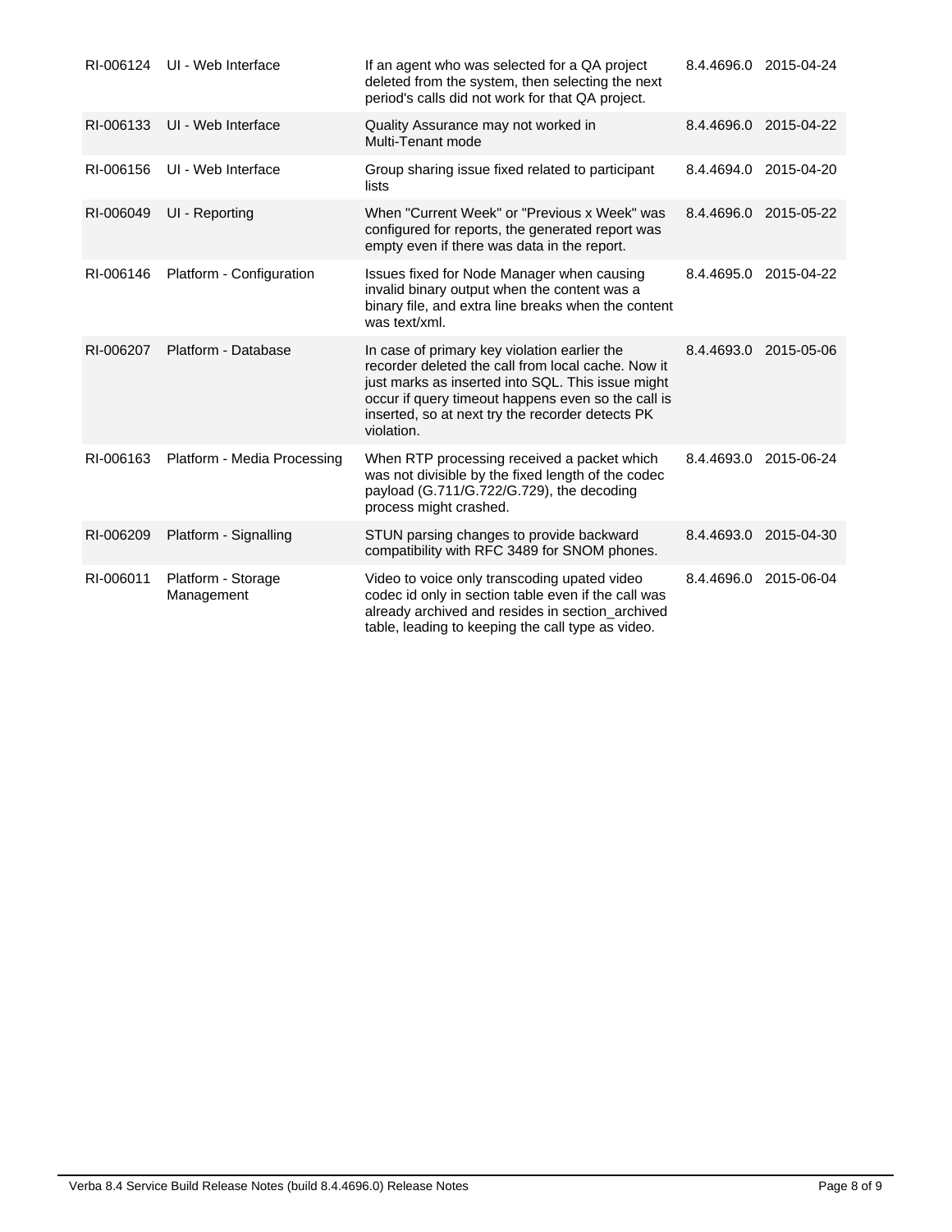| | | | | |
|---|---|---|---|---|
| RI-006124 | UI - Web Interface | If an agent who was selected for a QA project deleted from the system, then selecting the next period's calls did not work for that QA project. | 8.4.4696.0 | 2015-04-24 |
| RI-006133 | UI - Web Interface | Quality Assurance may not worked in Multi-Tenant mode | 8.4.4696.0 | 2015-04-22 |
| RI-006156 | UI - Web Interface | Group sharing issue fixed related to participant lists | 8.4.4694.0 | 2015-04-20 |
| RI-006049 | UI - Reporting | When "Current Week" or "Previous x Week" was configured for reports, the generated report was empty even if there was data in the report. | 8.4.4696.0 | 2015-05-22 |
| RI-006146 | Platform - Configuration | Issues fixed for Node Manager when causing invalid binary output when the content was a binary file, and extra line breaks when the content was text/xml. | 8.4.4695.0 | 2015-04-22 |
| RI-006207 | Platform - Database | In case of primary key violation earlier the recorder deleted the call from local cache. Now it just marks as inserted into SQL. This issue might occur if query timeout happens even so the call is inserted, so at next try the recorder detects PK violation. | 8.4.4693.0 | 2015-05-06 |
| RI-006163 | Platform - Media Processing | When RTP processing received a packet which was not divisible by the fixed length of the codec payload (G.711/G.722/G.729), the decoding process might crashed. | 8.4.4693.0 | 2015-06-24 |
| RI-006209 | Platform - Signalling | STUN parsing changes to provide backward compatibility with RFC 3489 for SNOM phones. | 8.4.4693.0 | 2015-04-30 |
| RI-006011 | Platform - Storage Management | Video to voice only transcoding upated video codec id only in section table even if the call was already archived and resides in section_archived table, leading to keeping the call type as video. | 8.4.4696.0 | 2015-06-04 |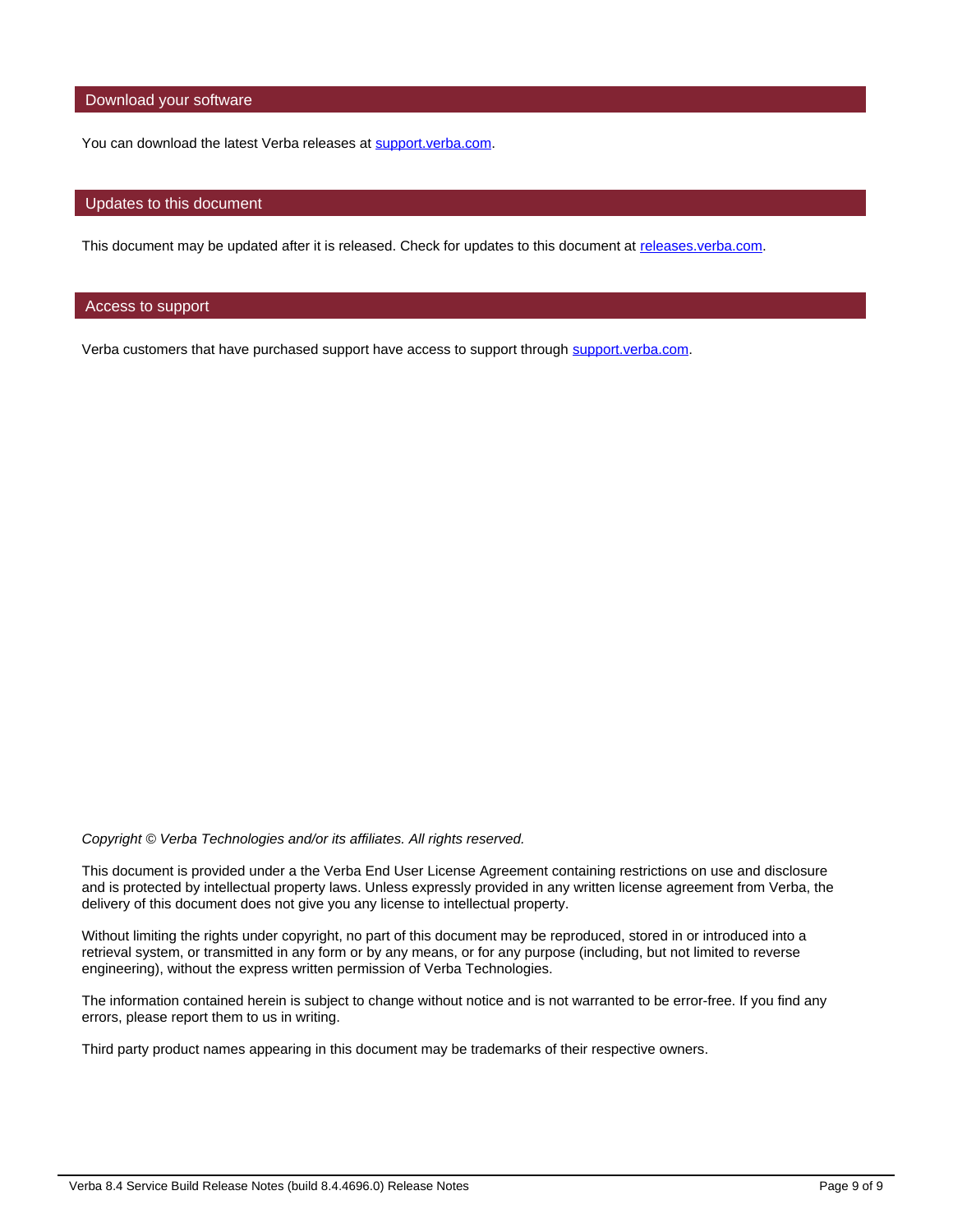## Download your software

You can download the latest Verba releases at support.verba.com.

## Updates to this document

This document may be updated after it is released. Check for updates to this document at releases.verba.com.

## Access to support

Verba customers that have purchased support have access to support through support.verba.com.

*Copyright © Verba Technologies and/or its affiliates. All rights reserved.*

This document is provided under a the Verba End User License Agreement containing restrictions on use and disclosure and is protected by intellectual property laws. Unless expressly provided in any written license agreement from Verba, the delivery of this document does not give you any license to intellectual property.

Without limiting the rights under copyright, no part of this document may be reproduced, stored in or introduced into a retrieval system, or transmitted in any form or by any means, or for any purpose (including, but not limited to reverse engineering), without the express written permission of Verba Technologies.

The information contained herein is subject to change without notice and is not warranted to be error-free. If you find any errors, please report them to us in writing.

Third party product names appearing in this document may be trademarks of their respective owners.